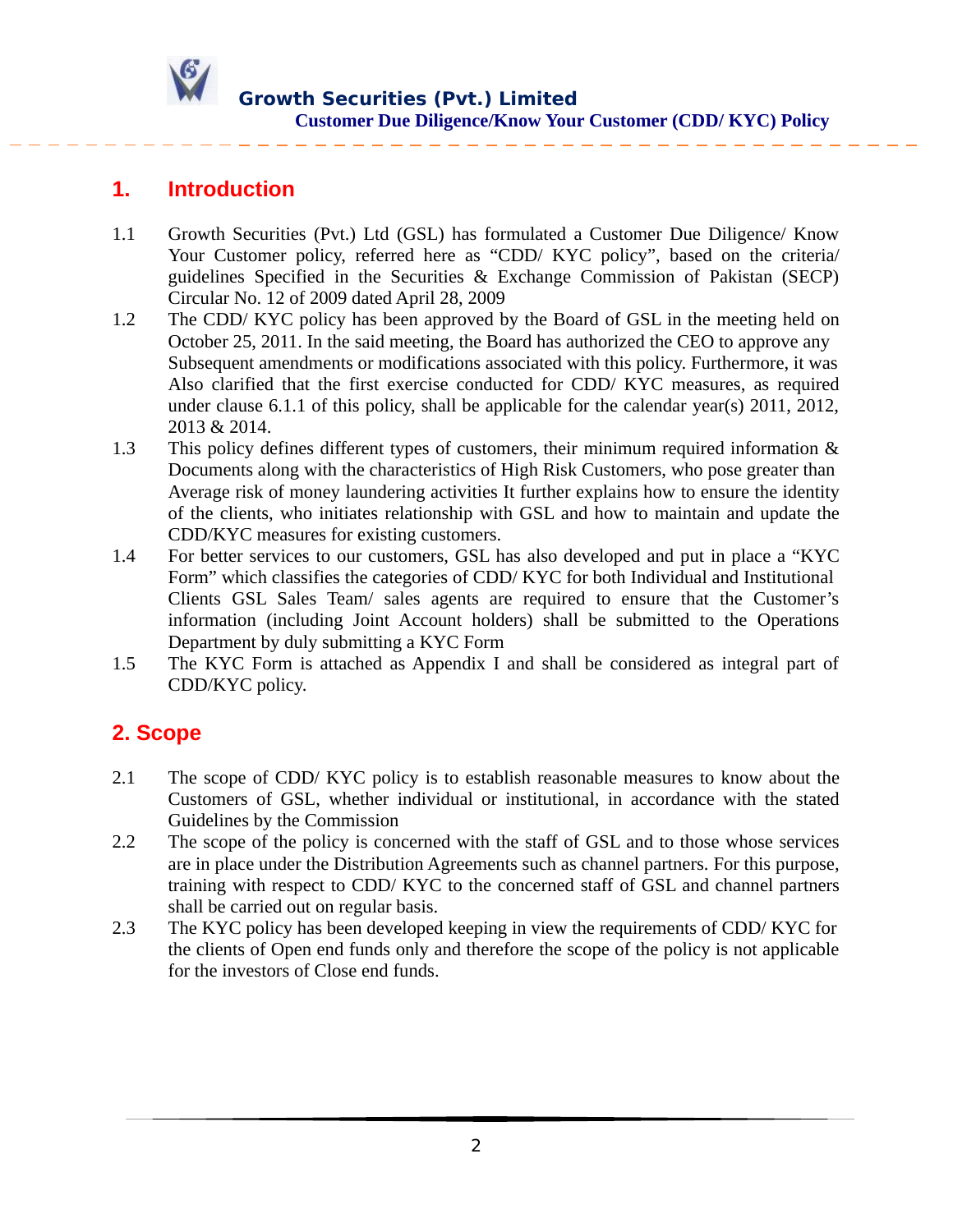## 1. Introduction

1.1 Growth Securities (Pvt.) Ltd (GSL) has formulated a Customer Due Diligence/ Know Your Customer policy, referred here as "CDD/ KYC policy", based on the criteria/ guidelines Specified in the Securities & Exchange Commission of Pakistan (SECP) Circular No. 12 of 2009 dated April 28, 2009

1.2 The CDD/ KYC policy has been approved by the Board of GSL in the meeting held on October 25, 2011. In the said meeting, the Board has authorized the CEO to approve any Subsequent amendments or modifications associated with this policy. Furthermore, it was Also clarified that the first exercise conducted for CDD/ KYC measures, as required under clause 6.1.1 of this policy, shall be applicable for the calendar year(s) 2011, 2012, 2013 & 2014.

1.3 This policy defines different types of customers, their minimum required information & Documents along with the characteristics of High Risk Customers, who pose greater than Average risk of money laundering activities It further explains how to ensure the identity of the clients, who initiates relationship with GSL and how to maintain and update the CDD/KYC measures for existing customers.

1.4 For better services to our customers, GSL has also developed and put in place a "KYC Form" which classifies the categories of CDD/ KYC for both Individual and Institutional Clients GSL Sales Team/ sales agents are required to ensure that the Customer's information (including Joint Account holders) shall be submitted to the Operations Department by duly submitting a KYC Form

1.5 The KYC Form is attached as Appendix I and shall be considered as integral part of CDD/KYC policy.

## 2. Scope

2.1 The scope of CDD/ KYC policy is to establish reasonable measures to know about the Customers of GSL, whether individual or institutional, in accordance with the stated Guidelines by the Commission

2.2 The scope of the policy is concerned with the staff of GSL and to those whose services are in place under the Distribution Agreements such as channel partners. For this purpose, training with respect to CDD/ KYC to the concerned staff of GSL and channel partners shall be carried out on regular basis.

2.3 The KYC policy has been developed keeping in view the requirements of CDD/ KYC for the clients of Open end funds only and therefore the scope of the policy is not applicable for the investors of Close end funds.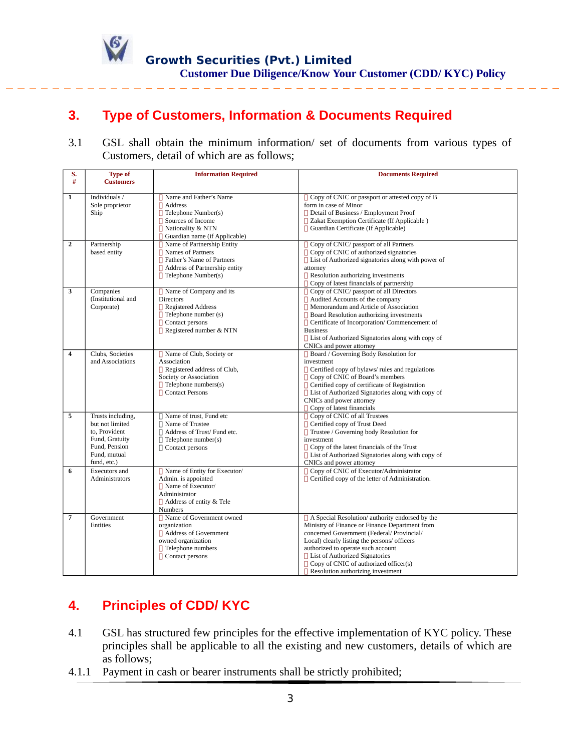## 3. Type of Customers, Information & Documents Required

3.1 GSL shall obtain the minimum information/ set of documents from various types of Customers, detail of which are as follows;

| S. # | Type of Customers | Information Required | Documents Required |
|---|---|---|---|
| 1 | Individuals / Sole proprietor Ship | Name and Father's Name<br>Address<br>Telephone Number(s)<br>Sources of Income<br>Nationality & NTN<br>Guardian name (if Applicable) | Copy of CNIC or passport or attested copy of B form in case of Minor<br>Detail of Business / Employment Proof<br>Zakat Exemption Certificate (If Applicable )<br>Guardian Certificate (If Applicable) |
| 2 | Partnership based entity | Name of Partnership Entity<br>Names of Partners<br>Father's Name of Partners<br>Address of Partnership entity<br>Telephone Number(s) | Copy of CNIC/ passport of all Partners<br>Copy of CNIC of authorized signatories<br>List of Authorized signatories along with power of attorney<br>Resolution authorizing investments<br>Copy of latest financials of partnership |
| 3 | Companies (Institutional and Corporate) | Name of Company and its Directors<br>Registered Address<br>Telephone number (s)<br>Contact persons<br>Registered number & NTN | Copy of CNIC/ passport of all Directors<br>Audited Accounts of the company<br>Memorandum and Article of Association<br>Board Resolution authorizing investments<br>Certificate of Incorporation/ Commencement of Business<br>List of Authorized Signatories along with copy of CNICs and power attorney |
| 4 | Clubs, Societies and Associations | Name of Club, Society or Association<br>Registered address of Club, Society or Association<br>Telephone numbers(s)<br>Contact Persons | Board / Governing Body Resolution for investment<br>Certified copy of bylaws/ rules and regulations<br>Copy of CNIC of Board's members<br>Certified copy of certificate of Registration<br>List of Authorized Signatories along with copy of CNICs and power attorney<br>Copy of latest financials |
| 5 | Trusts including, but not limited to, Provident Fund, Gratuity Fund, Pension Fund, mutual fund, etc.) | Name of trust, Fund etc<br>Name of Trustee<br>Address of Trust/ Fund etc.<br>Telephone number(s)<br>Contact persons | Copy of CNIC of all Trustees<br>Certified copy of Trust Deed<br>Trustee / Governing body Resolution for investment<br>Copy of the latest financials of the Trust<br>List of Authorized Signatories along with copy of CNICs and power attorney |
| 6 | Executors and Administrators | Name of Entity for Executor/ Admin. is appointed<br>Name of Executor/ Administrator<br>Address of entity & Tele Numbers | Copy of CNIC of Executor/Administrator<br>Certified copy of the letter of Administration. |
| 7 | Government Entities | Name of Government owned organization<br>Address of Government owned organization<br>Telephone numbers<br>Contact persons | A Special Resolution/ authority endorsed by the Ministry of Finance or Finance Department from concerned Government (Federal/ Provincial/ Local) clearly listing the persons/ officers authorized to operate such account<br>List of Authorized Signatories<br>Copy of CNIC of authorized officer(s)<br>Resolution authorizing investment |

## 4. Principles of CDD/ KYC

4.1 GSL has structured few principles for the effective implementation of KYC policy. These principles shall be applicable to all the existing and new customers, details of which are as follows;

4.1.1 Payment in cash or bearer instruments shall be strictly prohibited;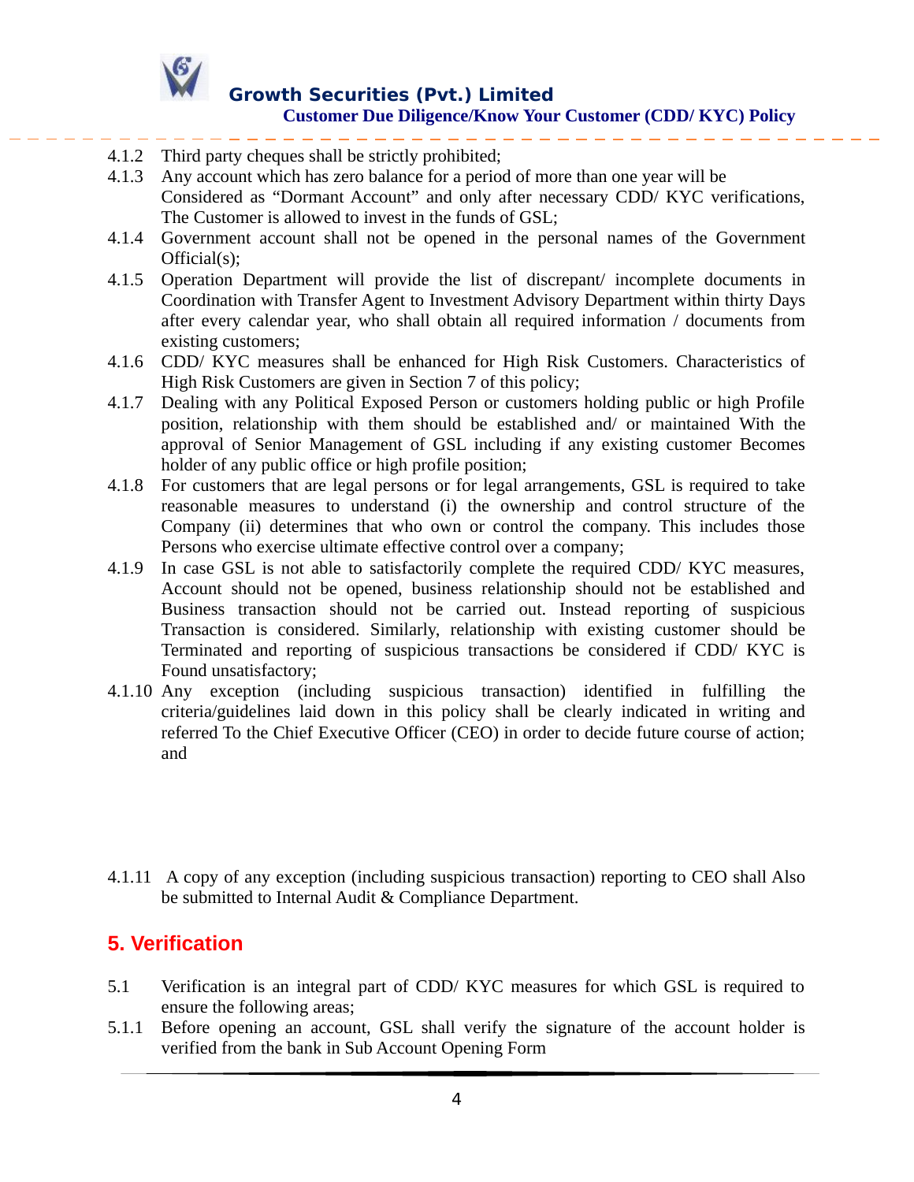4.1.2 Third party cheques shall be strictly prohibited;

4.1.3 Any account which has zero balance for a period of more than one year will be Considered as “Dormant Account” and only after necessary CDD/ KYC verifications, The Customer is allowed to invest in the funds of GSL;

4.1.4 Government account shall not be opened in the personal names of the Government Official(s);

4.1.5 Operation Department will provide the list of discrepant/ incomplete documents in Coordination with Transfer Agent to Investment Advisory Department within thirty Days after every calendar year, who shall obtain all required information / documents from existing customers;

4.1.6 CDD/ KYC measures shall be enhanced for High Risk Customers. Characteristics of High Risk Customers are given in Section 7 of this policy;

4.1.7 Dealing with any Political Exposed Person or customers holding public or high Profile position, relationship with them should be established and/ or maintained With the approval of Senior Management of GSL including if any existing customer Becomes holder of any public office or high profile position;

4.1.8 For customers that are legal persons or for legal arrangements, GSL is required to take reasonable measures to understand (i) the ownership and control structure of the Company (ii) determines that who own or control the company. This includes those Persons who exercise ultimate effective control over a company;

4.1.9 In case GSL is not able to satisfactorily complete the required CDD/ KYC measures, Account should not be opened, business relationship should not be established and Business transaction should not be carried out. Instead reporting of suspicious Transaction is considered. Similarly, relationship with existing customer should be Terminated and reporting of suspicious transactions be considered if CDD/ KYC is Found unsatisfactory;

4.1.10 Any exception (including suspicious transaction) identified in fulfilling the criteria/guidelines laid down in this policy shall be clearly indicated in writing and referred To the Chief Executive Officer (CEO) in order to decide future course of action; and

4.1.11 A copy of any exception (including suspicious transaction) reporting to CEO shall Also be submitted to Internal Audit & Compliance Department.

## 5. Verification

5.1 Verification is an integral part of CDD/ KYC measures for which GSL is required to ensure the following areas;

5.1.1 Before opening an account, GSL shall verify the signature of the account holder is verified from the bank in Sub Account Opening Form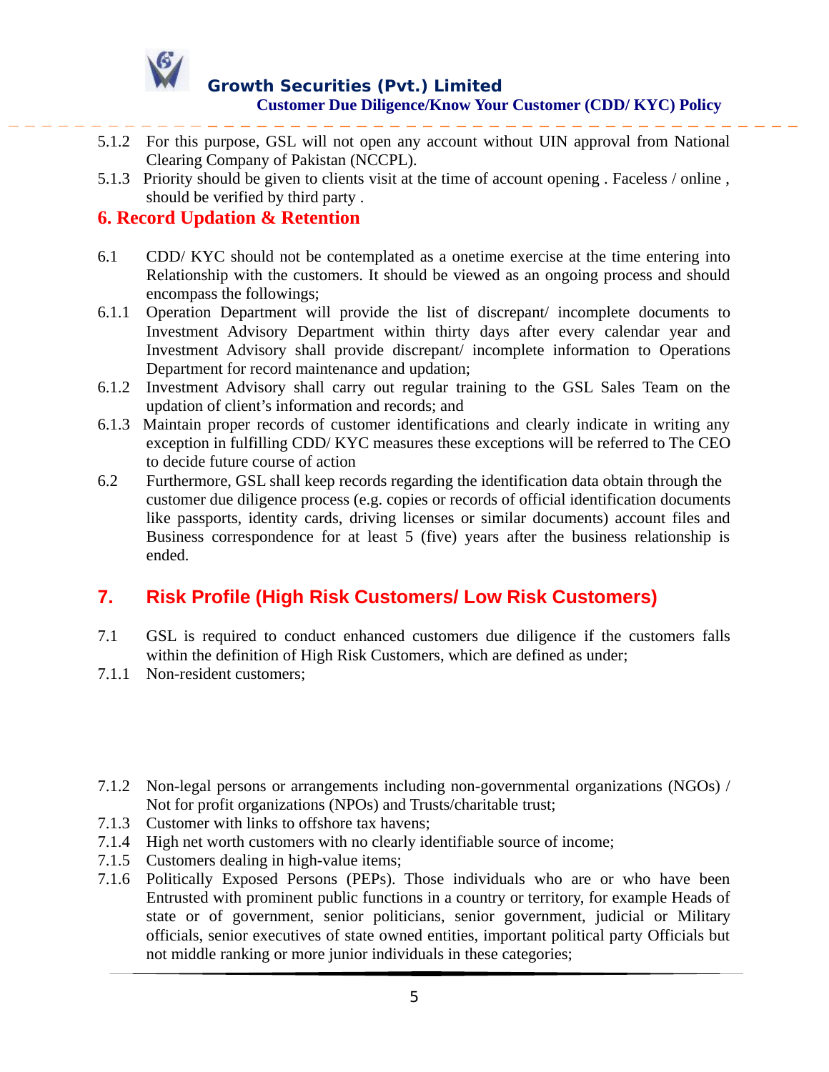5.1.2 For this purpose, GSL will not open any account without UIN approval from National Clearing Company of Pakistan (NCCPL).

5.1.3 Priority should be given to clients visit at the time of account opening . Faceless / online , should be verified by third party .

## 6. Record Updation & Retention

6.1 CDD/ KYC should not be contemplated as a onetime exercise at the time entering into Relationship with the customers. It should be viewed as an ongoing process and should encompass the followings;

6.1.1 Operation Department will provide the list of discrepant/ incomplete documents to Investment Advisory Department within thirty days after every calendar year and Investment Advisory shall provide discrepant/ incomplete information to Operations Department for record maintenance and updation;

6.1.2 Investment Advisory shall carry out regular training to the GSL Sales Team on the updation of client's information and records; and

6.1.3 Maintain proper records of customer identifications and clearly indicate in writing any exception in fulfilling CDD/ KYC measures these exceptions will be referred to The CEO to decide future course of action

6.2 Furthermore, GSL shall keep records regarding the identification data obtain through the customer due diligence process (e.g. copies or records of official identification documents like passports, identity cards, driving licenses or similar documents) account files and Business correspondence for at least 5 (five) years after the business relationship is ended.

## 7. Risk Profile (High Risk Customers/ Low Risk Customers)

7.1 GSL is required to conduct enhanced customers due diligence if the customers falls within the definition of High Risk Customers, which are defined as under;

7.1.1 Non-resident customers;

7.1.2 Non-legal persons or arrangements including non-governmental organizations (NGOs) / Not for profit organizations (NPOs) and Trusts/charitable trust;

7.1.3 Customer with links to offshore tax havens;

7.1.4 High net worth customers with no clearly identifiable source of income;

7.1.5 Customers dealing in high-value items;

7.1.6 Politically Exposed Persons (PEPs). Those individuals who are or who have been Entrusted with prominent public functions in a country or territory, for example Heads of state or of government, senior politicians, senior government, judicial or Military officials, senior executives of state owned entities, important political party Officials but not middle ranking or more junior individuals in these categories;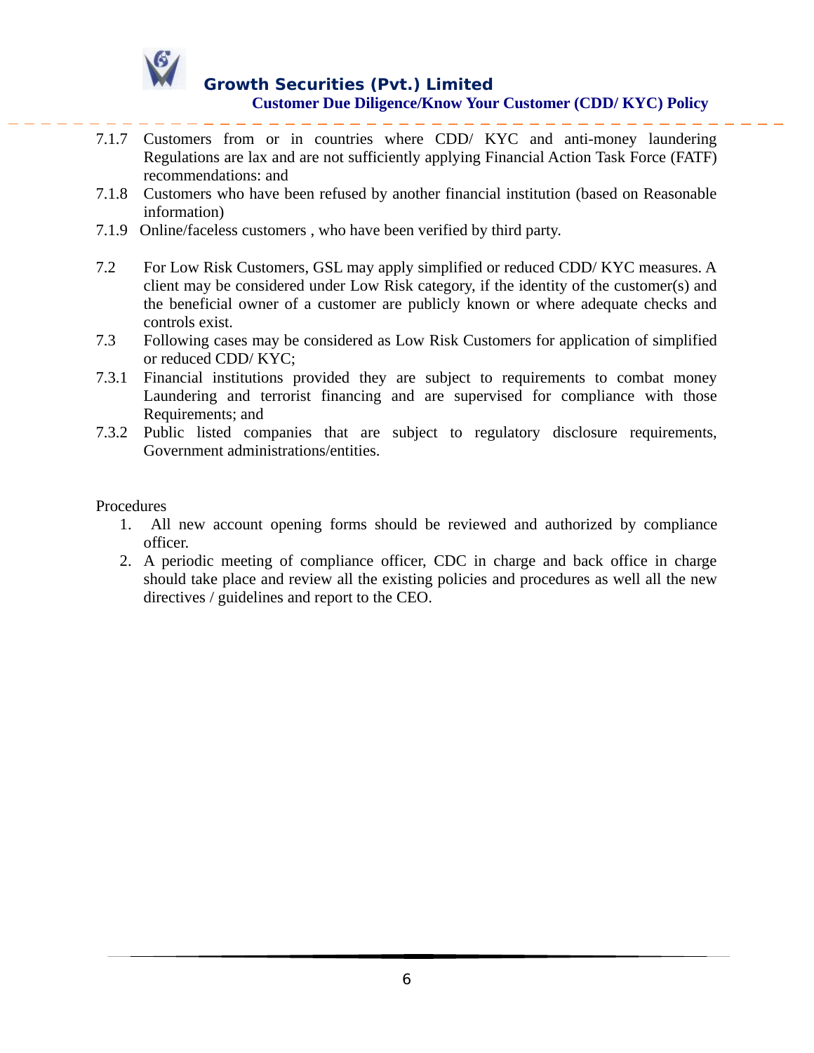7.1.7 Customers from or in countries where CDD/ KYC and anti-money laundering Regulations are lax and are not sufficiently applying Financial Action Task Force (FATF) recommendations: and

7.1.8 Customers who have been refused by another financial institution (based on Reasonable information)

7.1.9 Online/faceless customers , who have been verified by third party.

7.2 For Low Risk Customers, GSL may apply simplified or reduced CDD/ KYC measures. A client may be considered under Low Risk category, if the identity of the customer(s) and the beneficial owner of a customer are publicly known or where adequate checks and controls exist.

7.3 Following cases may be considered as Low Risk Customers for application of simplified or reduced CDD/ KYC;

7.3.1 Financial institutions provided they are subject to requirements to combat money Laundering and terrorist financing and are supervised for compliance with those Requirements; and

7.3.2 Public listed companies that are subject to regulatory disclosure requirements, Government administrations/entities.

Procedures

1. All new account opening forms should be reviewed and authorized by compliance officer.
2. A periodic meeting of compliance officer, CDC in charge and back office in charge should take place and review all the existing policies and procedures as well all the new directives / guidelines and report to the CEO.